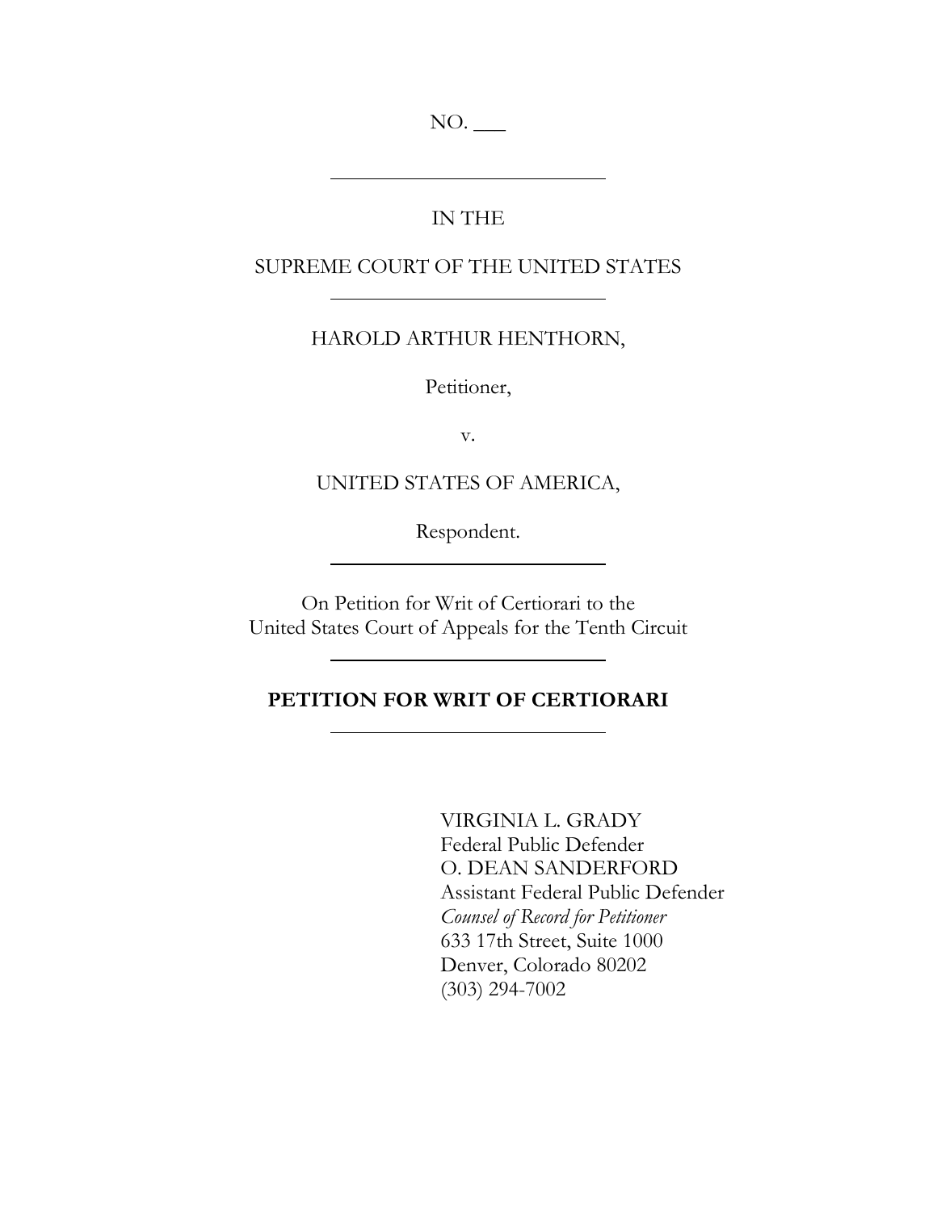NO. ___

---

IN THE

SUPREME COURT OF THE UNITED STATES

---

HAROLD ARTHUR HENTHORN,

Petitioner,

v.

UNITED STATES OF AMERICA,

Respondent.

---

On Petition for Writ of Certiorari to the
United States Court of Appeals for the Tenth Circuit

---

**PETITION FOR WRIT OF CERTIORARI**

---

VIRGINIA L. GRADY
Federal Public Defender
O. DEAN SANDERFORD
Assistant Federal Public Defender
*Counsel of Record for Petitioner*
633 17th Street, Suite 1000
Denver, Colorado 80202
(303) 294-7002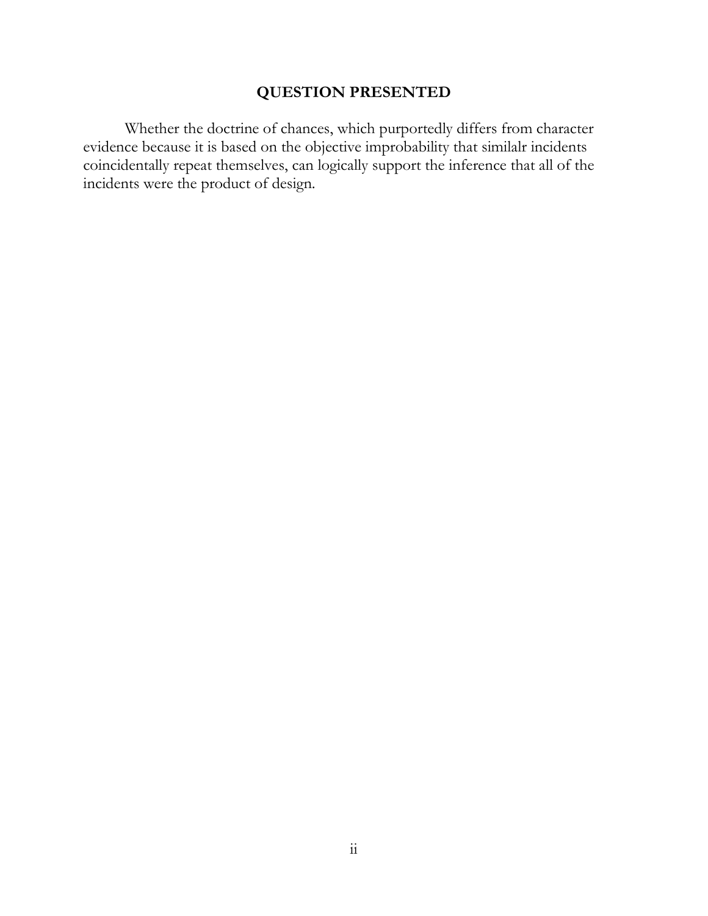## QUESTION PRESENTED

Whether the doctrine of chances, which purportedly differs from character evidence because it is based on the objective improbability that similalr incidents coincidentally repeat themselves, can logically support the inference that all of the incidents were the product of design.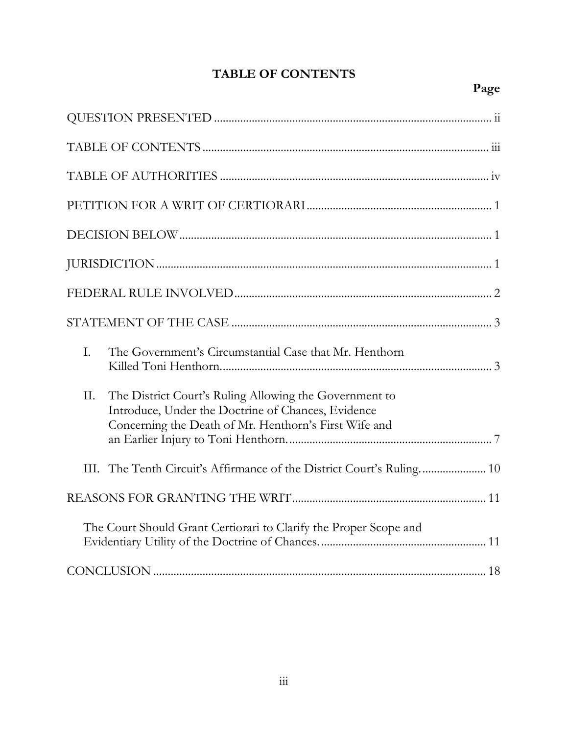# TABLE OF CONTENTS

| | Page |
|---|---|
| QUESTION PRESENTED | ii |
| TABLE OF CONTENTS | iii |
| TABLE OF AUTHORITIES | iv |
| PETITION FOR A WRIT OF CERTIORARI | 1 |
| DECISION BELOW | 1 |
| JURISDICTION | 1 |
| FEDERAL RULE INVOLVED | 2 |
| STATEMENT OF THE CASE | 3 |
| I. The Government's Circumstantial Case that Mr. Henthorn Killed Toni Henthorn | 3 |
| II. The District Court's Ruling Allowing the Government to Introduce, Under the Doctrine of Chances, Evidence Concerning the Death of Mr. Henthorn's First Wife and an Earlier Injury to Toni Henthorn. | 7 |
| III. The Tenth Circuit's Affirmance of the District Court's Ruling. | 10 |
| REASONS FOR GRANTING THE WRIT | 11 |
| The Court Should Grant Certiorari to Clarify the Proper Scope and Evidentiary Utility of the Doctrine of Chances. | 11 |
| CONCLUSION | 18 |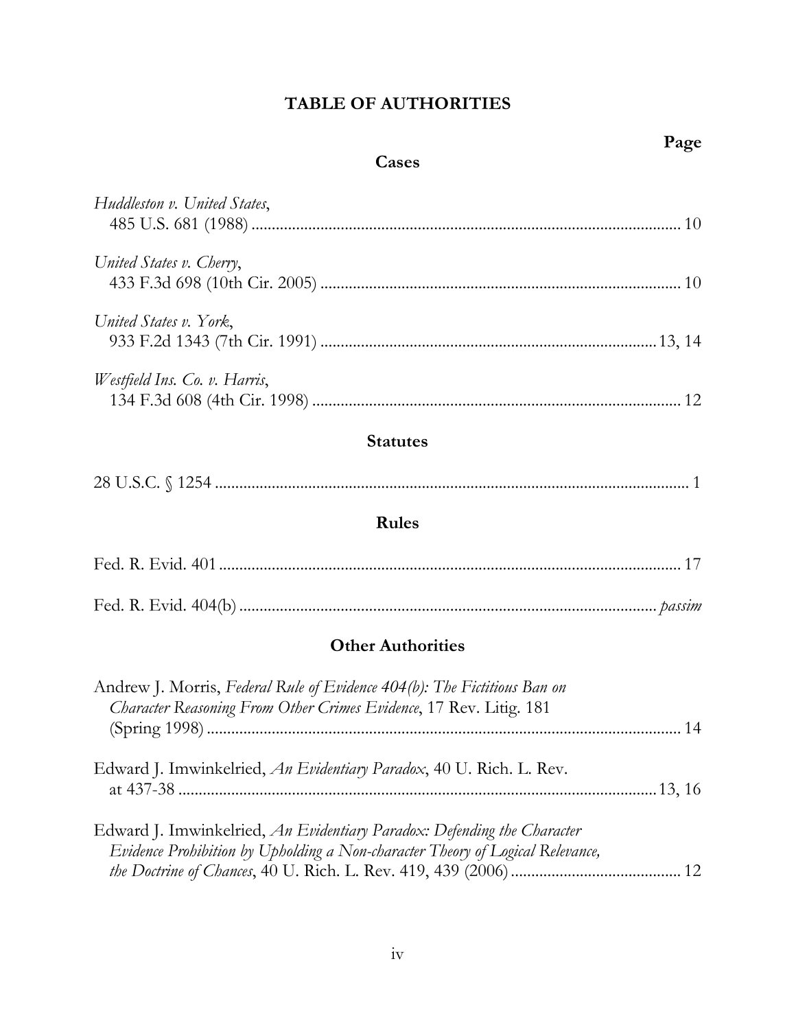# TABLE OF AUTHORITIES

**Page**

## Cases

*Huddleston v. United States*,
485 U.S. 681 (1988) .......................................................................................... 10

*United States v. Cherry*,
433 F.3d 698 (10th Cir. 2005) .......................................................................... 10

*United States v. York*,
933 F.2d 1343 (7th Cir. 1991) ..................................................................... 13, 14

*Westfield Ins. Co. v. Harris*,
134 F.3d 608 (4th Cir. 1998) ............................................................................ 12

## Statutes

28 U.S.C. § 1254 ..................................................................................................... 1

## Rules

Fed. R. Evid. 401 ................................................................................................... 17

Fed. R. Evid. 404(b) ....................................................................................... *passim*

## Other Authorities

Andrew J. Morris, *Federal Rule of Evidence 404(b): The Fictitious Ban on Character Reasoning From Other Crimes Evidence*, 17 Rev. Litig. 181 (Spring 1998) ..................................................................................................... 14

Edward J. Imwinkelried, *An Evidentiary Paradox*, 40 U. Rich. L. Rev. at 437-38 ........................................................................................................ 13, 16

Edward J. Imwinkelried, *An Evidentiary Paradox: Defending the Character Evidence Prohibition by Upholding a Non-character Theory of Logical Relevance, the Doctrine of Chances*, 40 U. Rich. L. Rev. 419, 439 (2006) ........................................... 12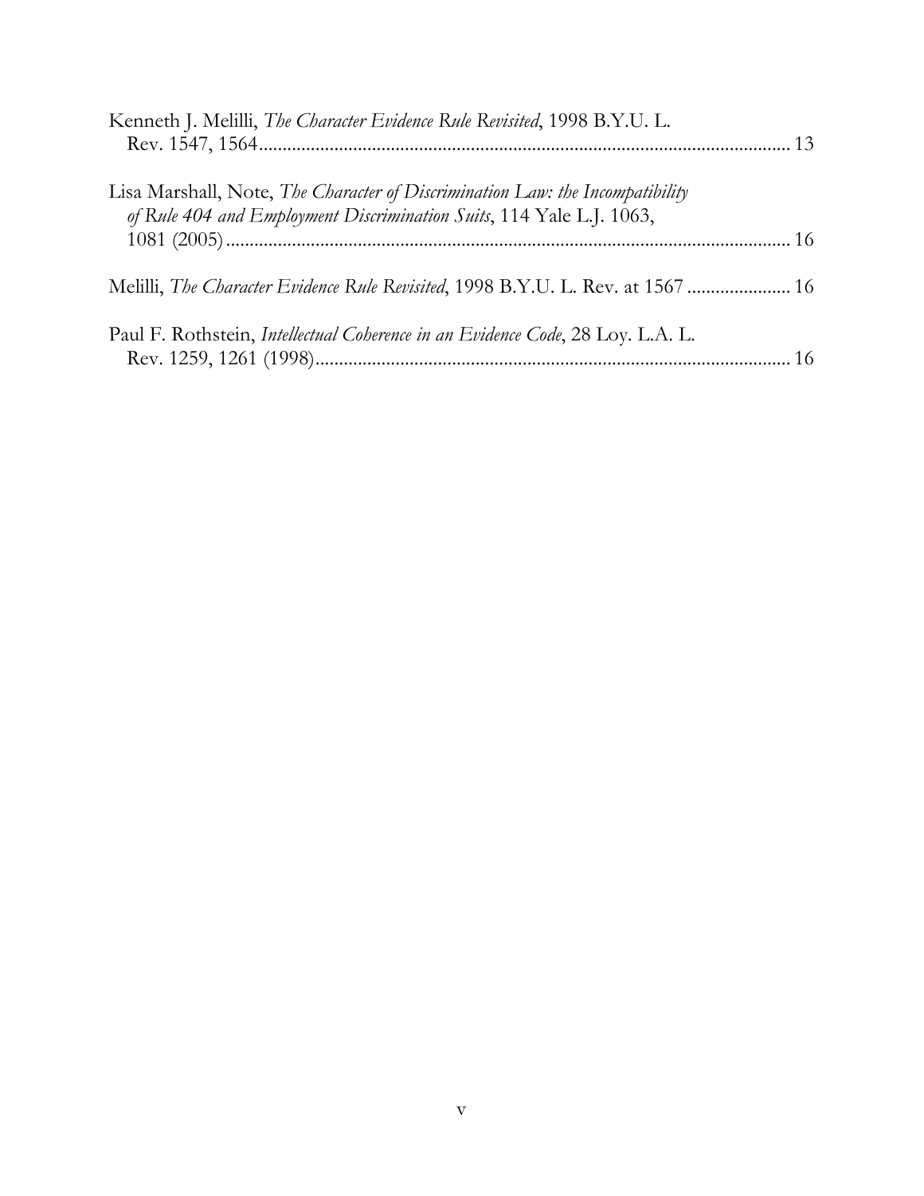Kenneth J. Melilli, *The Character Evidence Rule Revisited*, 1998 B.Y.U. L. Rev. 1547, 1564 ................................................................................................................ 13

Lisa Marshall, Note, *The Character of Discrimination Law: the Incompatibility of Rule 404 and Employment Discrimination Suits*, 114 Yale L.J. 1063, 1081 (2005) ....................................................................................................................... 16

Melilli, *The Character Evidence Rule Revisited*, 1998 B.Y.U. L. Rev. at 1567 ...................... 16

Paul F. Rothstein, *Intellectual Coherence in an Evidence Code*, 28 Loy. L.A. L. Rev. 1259, 1261 (1998) .................................................................................................... 16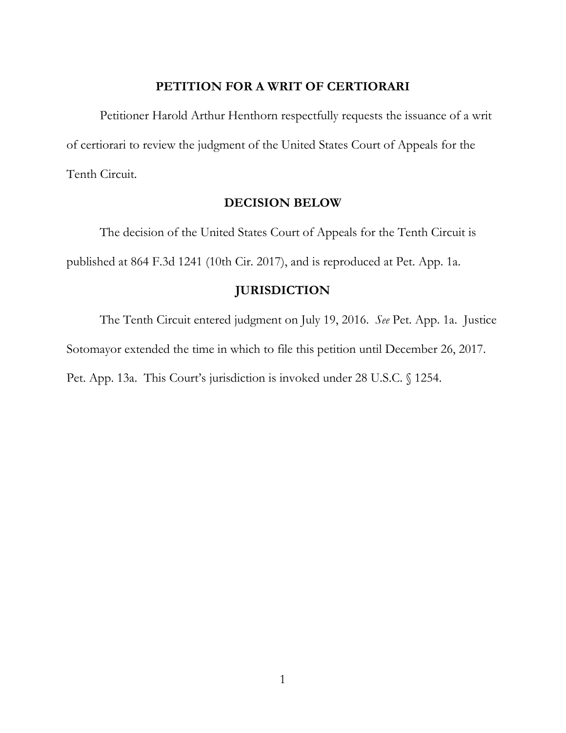## PETITION FOR A WRIT OF CERTIORARI

Petitioner Harold Arthur Henthorn respectfully requests the issuance of a writ of certiorari to review the judgment of the United States Court of Appeals for the Tenth Circuit.

## DECISION BELOW

The decision of the United States Court of Appeals for the Tenth Circuit is published at 864 F.3d 1241 (10th Cir. 2017), and is reproduced at Pet. App. 1a.

## JURISDICTION

The Tenth Circuit entered judgment on July 19, 2016. *See* Pet. App. 1a. Justice Sotomayor extended the time in which to file this petition until December 26, 2017. Pet. App. 13a. This Court's jurisdiction is invoked under 28 U.S.C. § 1254.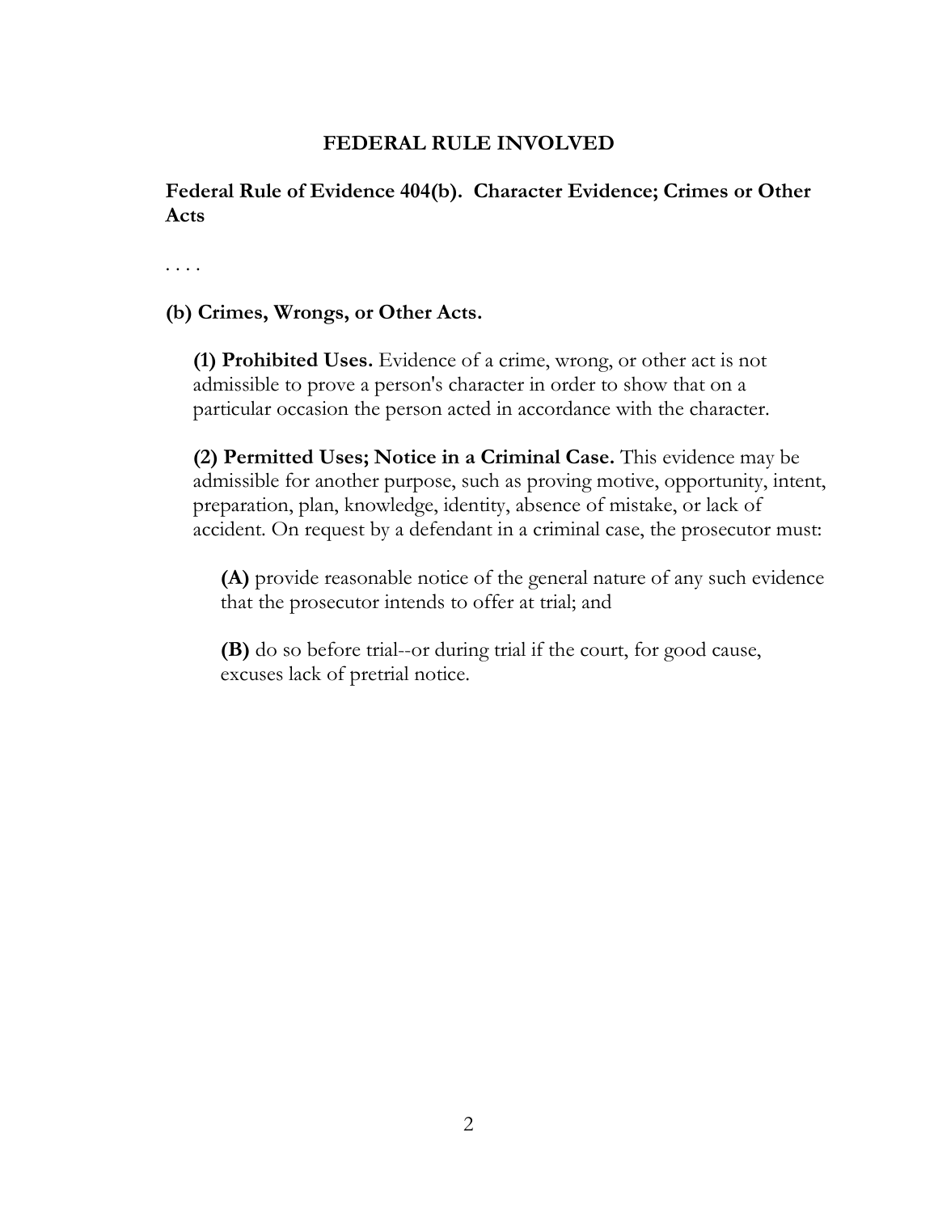## FEDERAL RULE INVOLVED

**Federal Rule of Evidence 404(b). Character Evidence; Crimes or Other Acts**

. . . .

**(b) Crimes, Wrongs, or Other Acts.**

**(1) Prohibited Uses.** Evidence of a crime, wrong, or other act is not admissible to prove a person's character in order to show that on a particular occasion the person acted in accordance with the character.

**(2) Permitted Uses; Notice in a Criminal Case.** This evidence may be admissible for another purpose, such as proving motive, opportunity, intent, preparation, plan, knowledge, identity, absence of mistake, or lack of accident. On request by a defendant in a criminal case, the prosecutor must:

**(A)** provide reasonable notice of the general nature of any such evidence that the prosecutor intends to offer at trial; and

**(B)** do so before trial--or during trial if the court, for good cause, excuses lack of pretrial notice.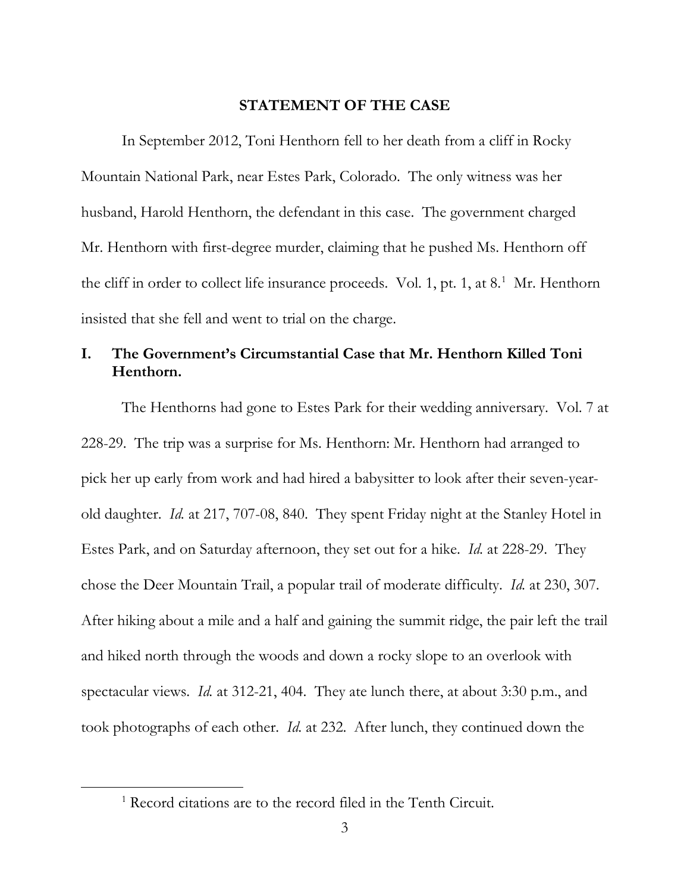## STATEMENT OF THE CASE

In September 2012, Toni Henthorn fell to her death from a cliff in Rocky Mountain National Park, near Estes Park, Colorado. The only witness was her husband, Harold Henthorn, the defendant in this case. The government charged Mr. Henthorn with first-degree murder, claiming that he pushed Ms. Henthorn off the cliff in order to collect life insurance proceeds. Vol. 1, pt. 1, at 8.[1] Mr. Henthorn insisted that she fell and went to trial on the charge.

### I. The Government's Circumstantial Case that Mr. Henthorn Killed Toni Henthorn.

The Henthorns had gone to Estes Park for their wedding anniversary. Vol. 7 at 228-29. The trip was a surprise for Ms. Henthorn: Mr. Henthorn had arranged to pick her up early from work and had hired a babysitter to look after their seven-year-old daughter. *Id.* at 217, 707-08, 840. They spent Friday night at the Stanley Hotel in Estes Park, and on Saturday afternoon, they set out for a hike. *Id.* at 228-29. They chose the Deer Mountain Trail, a popular trail of moderate difficulty. *Id.* at 230, 307. After hiking about a mile and a half and gaining the summit ridge, the pair left the trail and hiked north through the woods and down a rocky slope to an overlook with spectacular views. *Id.* at 312-21, 404. They ate lunch there, at about 3:30 p.m., and took photographs of each other. *Id.* at 232. After lunch, they continued down the

---

[1] Record citations are to the record filed in the Tenth Circuit.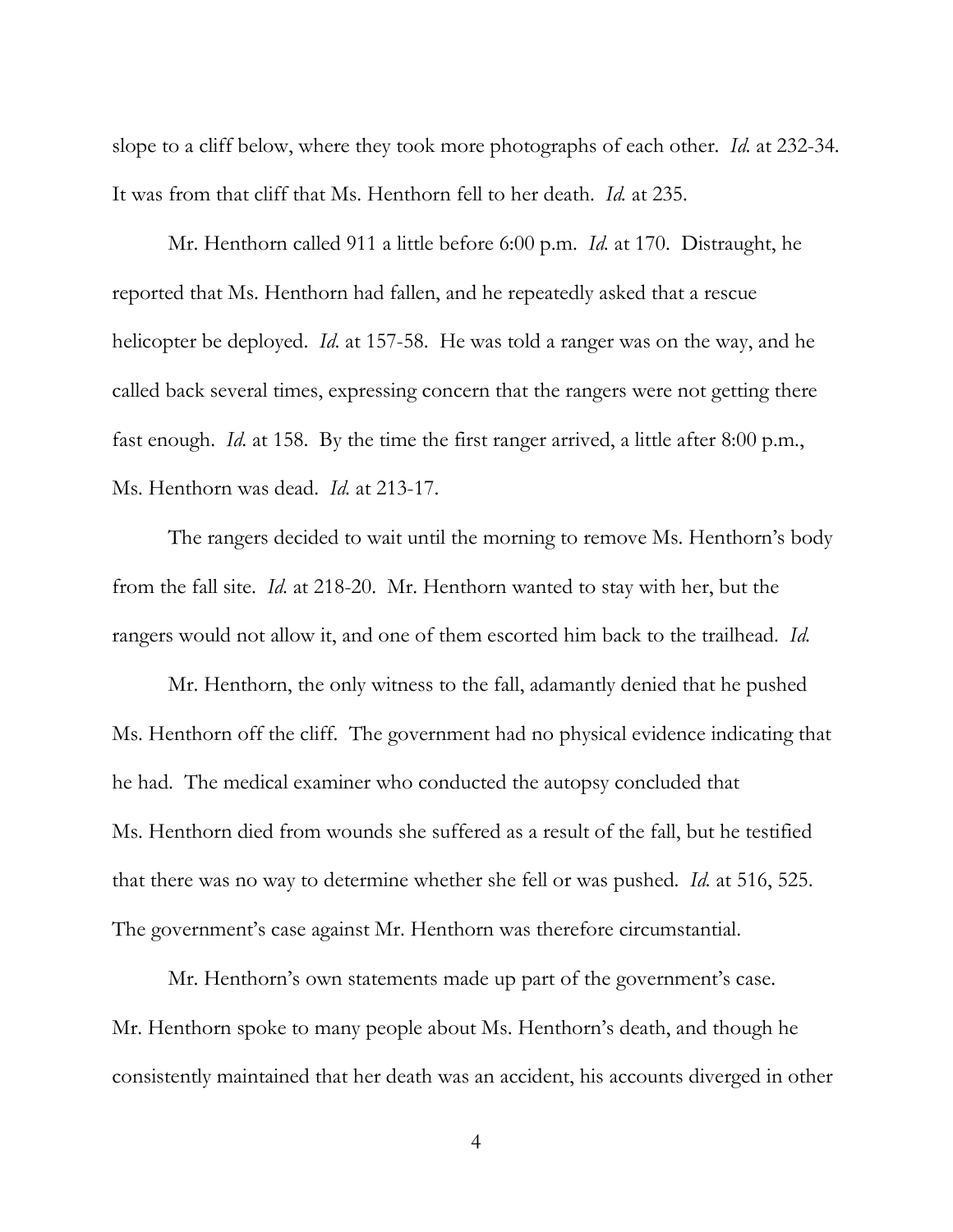slope to a cliff below, where they took more photographs of each other. *Id.* at 232-34. It was from that cliff that Ms. Henthorn fell to her death. *Id.* at 235.

Mr. Henthorn called 911 a little before 6:00 p.m. *Id.* at 170. Distraught, he reported that Ms. Henthorn had fallen, and he repeatedly asked that a rescue helicopter be deployed. *Id.* at 157-58. He was told a ranger was on the way, and he called back several times, expressing concern that the rangers were not getting there fast enough. *Id.* at 158. By the time the first ranger arrived, a little after 8:00 p.m., Ms. Henthorn was dead. *Id.* at 213-17.

The rangers decided to wait until the morning to remove Ms. Henthorn's body from the fall site. *Id.* at 218-20. Mr. Henthorn wanted to stay with her, but the rangers would not allow it, and one of them escorted him back to the trailhead. *Id.*

Mr. Henthorn, the only witness to the fall, adamantly denied that he pushed Ms. Henthorn off the cliff. The government had no physical evidence indicating that he had. The medical examiner who conducted the autopsy concluded that Ms. Henthorn died from wounds she suffered as a result of the fall, but he testified that there was no way to determine whether she fell or was pushed. *Id.* at 516, 525. The government's case against Mr. Henthorn was therefore circumstantial.

Mr. Henthorn's own statements made up part of the government's case. Mr. Henthorn spoke to many people about Ms. Henthorn's death, and though he consistently maintained that her death was an accident, his accounts diverged in other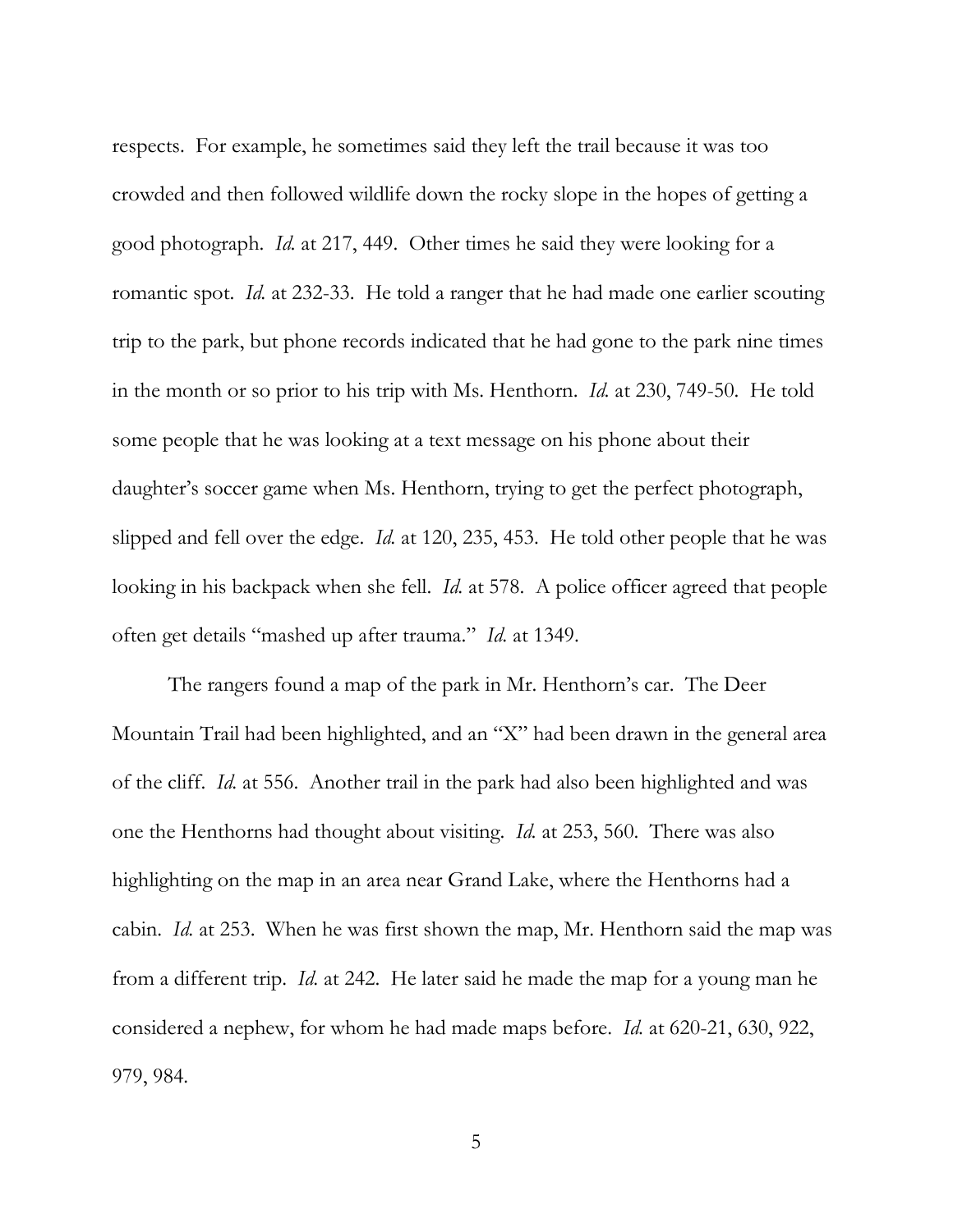respects. For example, he sometimes said they left the trail because it was too crowded and then followed wildlife down the rocky slope in the hopes of getting a good photograph. *Id.* at 217, 449. Other times he said they were looking for a romantic spot. *Id.* at 232-33. He told a ranger that he had made one earlier scouting trip to the park, but phone records indicated that he had gone to the park nine times in the month or so prior to his trip with Ms. Henthorn. *Id.* at 230, 749-50. He told some people that he was looking at a text message on his phone about their daughter's soccer game when Ms. Henthorn, trying to get the perfect photograph, slipped and fell over the edge. *Id.* at 120, 235, 453. He told other people that he was looking in his backpack when she fell. *Id.* at 578. A police officer agreed that people often get details "mashed up after trauma." *Id.* at 1349.

The rangers found a map of the park in Mr. Henthorn's car. The Deer Mountain Trail had been highlighted, and an "X" had been drawn in the general area of the cliff. *Id.* at 556. Another trail in the park had also been highlighted and was one the Henthorns had thought about visiting. *Id.* at 253, 560. There was also highlighting on the map in an area near Grand Lake, where the Henthorns had a cabin. *Id.* at 253. When he was first shown the map, Mr. Henthorn said the map was from a different trip. *Id.* at 242. He later said he made the map for a young man he considered a nephew, for whom he had made maps before. *Id.* at 620-21, 630, 922, 979, 984.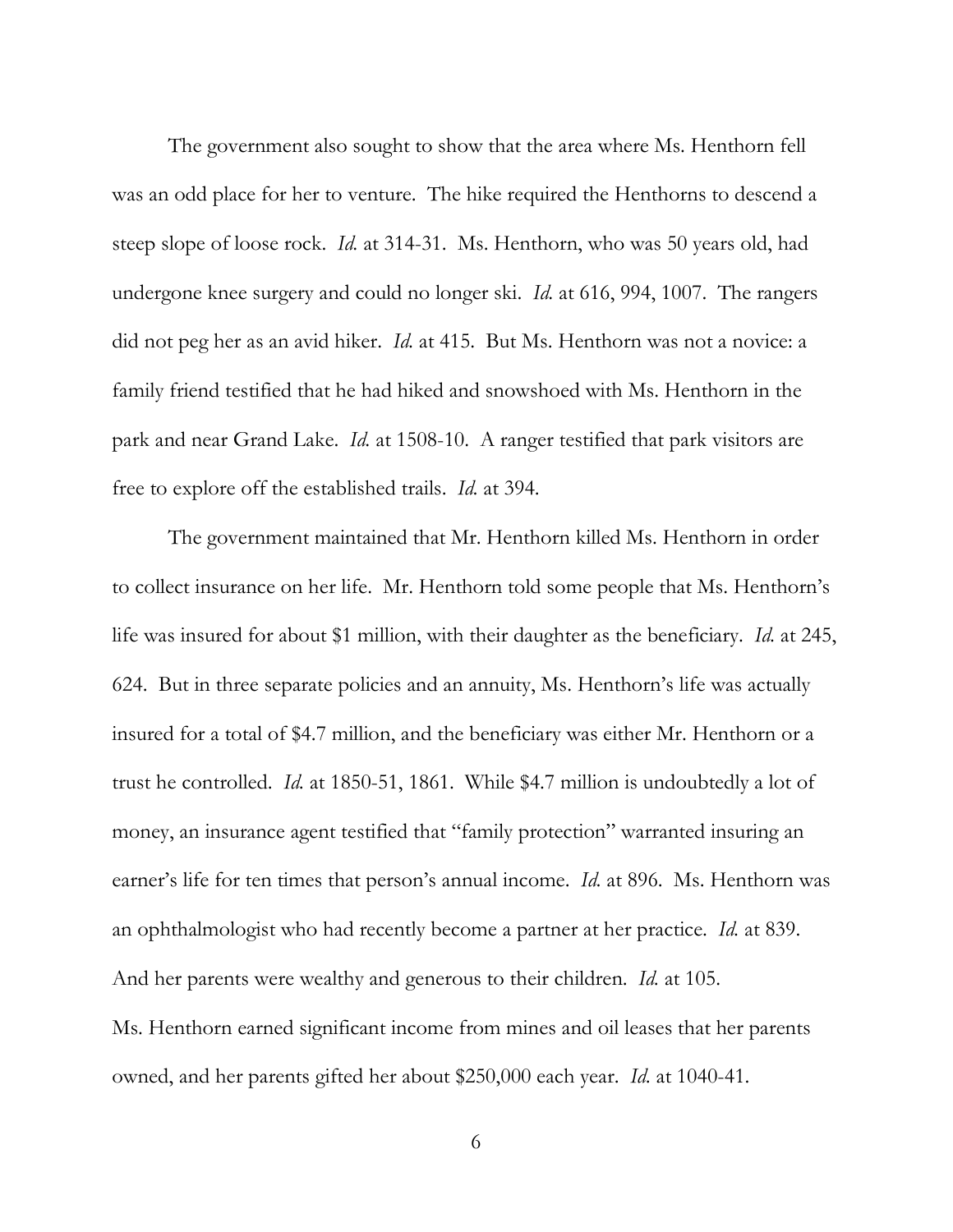The government also sought to show that the area where Ms. Henthorn fell was an odd place for her to venture. The hike required the Henthorns to descend a steep slope of loose rock. *Id.* at 314-31. Ms. Henthorn, who was 50 years old, had undergone knee surgery and could no longer ski. *Id.* at 616, 994, 1007. The rangers did not peg her as an avid hiker. *Id.* at 415. But Ms. Henthorn was not a novice: a family friend testified that he had hiked and snowshoed with Ms. Henthorn in the park and near Grand Lake. *Id.* at 1508-10. A ranger testified that park visitors are free to explore off the established trails. *Id.* at 394.

The government maintained that Mr. Henthorn killed Ms. Henthorn in order to collect insurance on her life. Mr. Henthorn told some people that Ms. Henthorn's life was insured for about $1 million, with their daughter as the beneficiary. *Id.* at 245, 624. But in three separate policies and an annuity, Ms. Henthorn's life was actually insured for a total of $4.7 million, and the beneficiary was either Mr. Henthorn or a trust he controlled. *Id.* at 1850-51, 1861. While $4.7 million is undoubtedly a lot of money, an insurance agent testified that "family protection" warranted insuring an earner's life for ten times that person's annual income. *Id.* at 896. Ms. Henthorn was an ophthalmologist who had recently become a partner at her practice. *Id.* at 839. And her parents were wealthy and generous to their children. *Id.* at 105. Ms. Henthorn earned significant income from mines and oil leases that her parents owned, and her parents gifted her about $250,000 each year. *Id.* at 1040-41.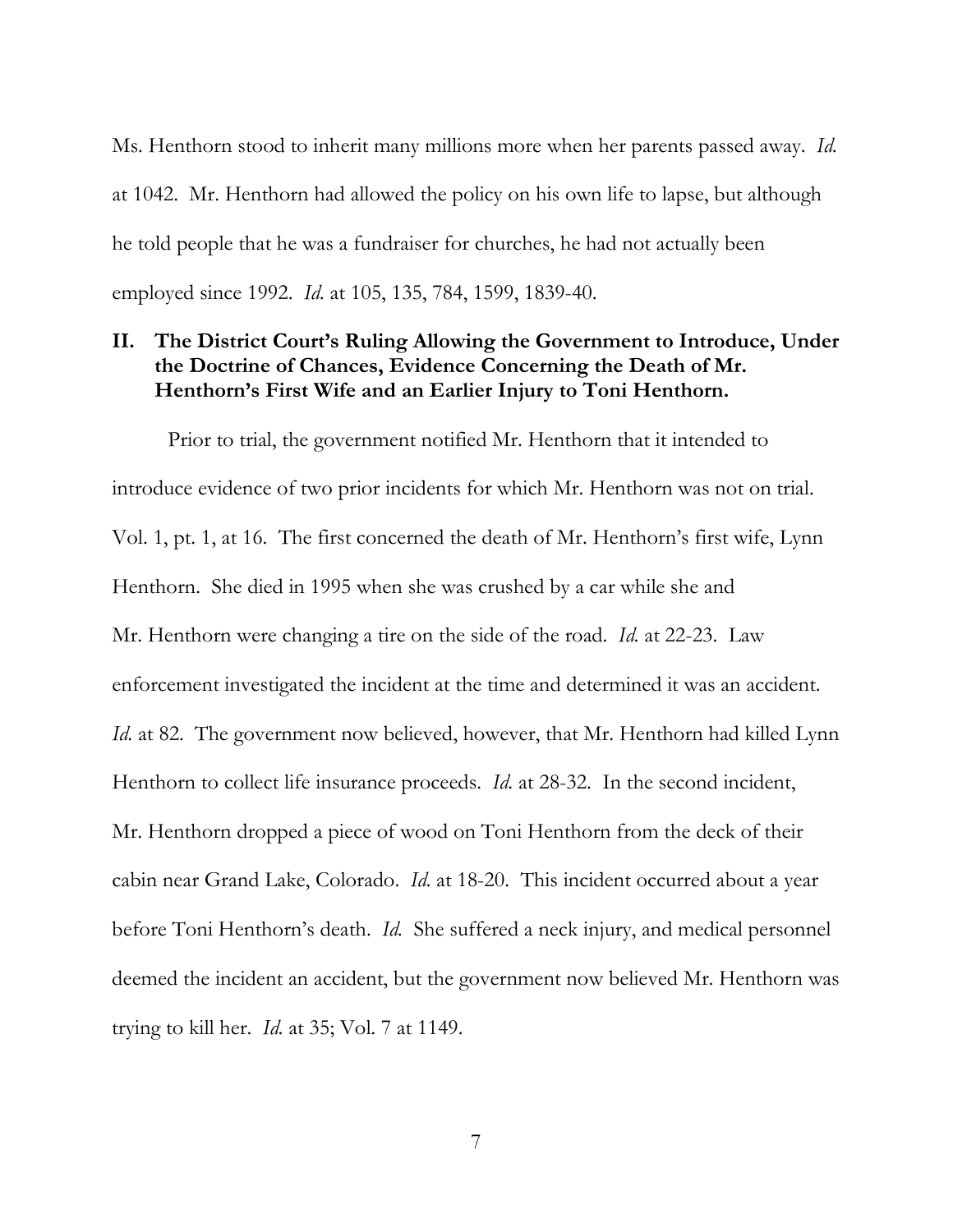Ms. Henthorn stood to inherit many millions more when her parents passed away. *Id.* at 1042. Mr. Henthorn had allowed the policy on his own life to lapse, but although he told people that he was a fundraiser for churches, he had not actually been employed since 1992. *Id.* at 105, 135, 784, 1599, 1839-40.

## II. The District Court's Ruling Allowing the Government to Introduce, Under the Doctrine of Chances, Evidence Concerning the Death of Mr. Henthorn's First Wife and an Earlier Injury to Toni Henthorn.

Prior to trial, the government notified Mr. Henthorn that it intended to introduce evidence of two prior incidents for which Mr. Henthorn was not on trial. Vol. 1, pt. 1, at 16. The first concerned the death of Mr. Henthorn's first wife, Lynn Henthorn. She died in 1995 when she was crushed by a car while she and Mr. Henthorn were changing a tire on the side of the road. *Id.* at 22-23. Law enforcement investigated the incident at the time and determined it was an accident. *Id.* at 82. The government now believed, however, that Mr. Henthorn had killed Lynn Henthorn to collect life insurance proceeds. *Id.* at 28-32. In the second incident, Mr. Henthorn dropped a piece of wood on Toni Henthorn from the deck of their cabin near Grand Lake, Colorado. *Id.* at 18-20. This incident occurred about a year before Toni Henthorn's death. *Id.* She suffered a neck injury, and medical personnel deemed the incident an accident, but the government now believed Mr. Henthorn was trying to kill her. *Id.* at 35; Vol. 7 at 1149.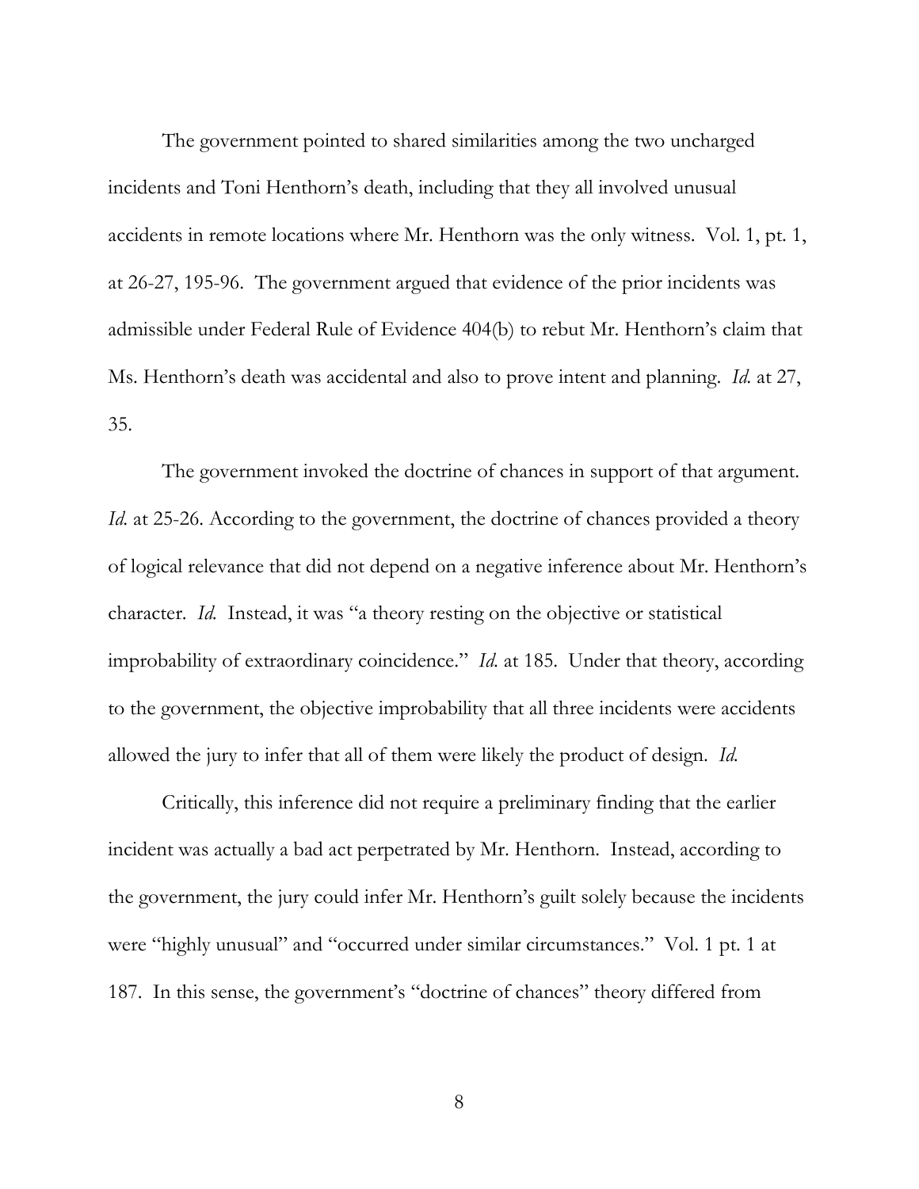The government pointed to shared similarities among the two uncharged incidents and Toni Henthorn's death, including that they all involved unusual accidents in remote locations where Mr. Henthorn was the only witness. Vol. 1, pt. 1, at 26-27, 195-96. The government argued that evidence of the prior incidents was admissible under Federal Rule of Evidence 404(b) to rebut Mr. Henthorn's claim that Ms. Henthorn's death was accidental and also to prove intent and planning. *Id.* at 27, 35.

The government invoked the doctrine of chances in support of that argument. *Id.* at 25-26. According to the government, the doctrine of chances provided a theory of logical relevance that did not depend on a negative inference about Mr. Henthorn's character. *Id.* Instead, it was "a theory resting on the objective or statistical improbability of extraordinary coincidence." *Id.* at 185. Under that theory, according to the government, the objective improbability that all three incidents were accidents allowed the jury to infer that all of them were likely the product of design. *Id.*

Critically, this inference did not require a preliminary finding that the earlier incident was actually a bad act perpetrated by Mr. Henthorn. Instead, according to the government, the jury could infer Mr. Henthorn's guilt solely because the incidents were "highly unusual" and "occurred under similar circumstances." Vol. 1 pt. 1 at 187. In this sense, the government's "doctrine of chances" theory differed from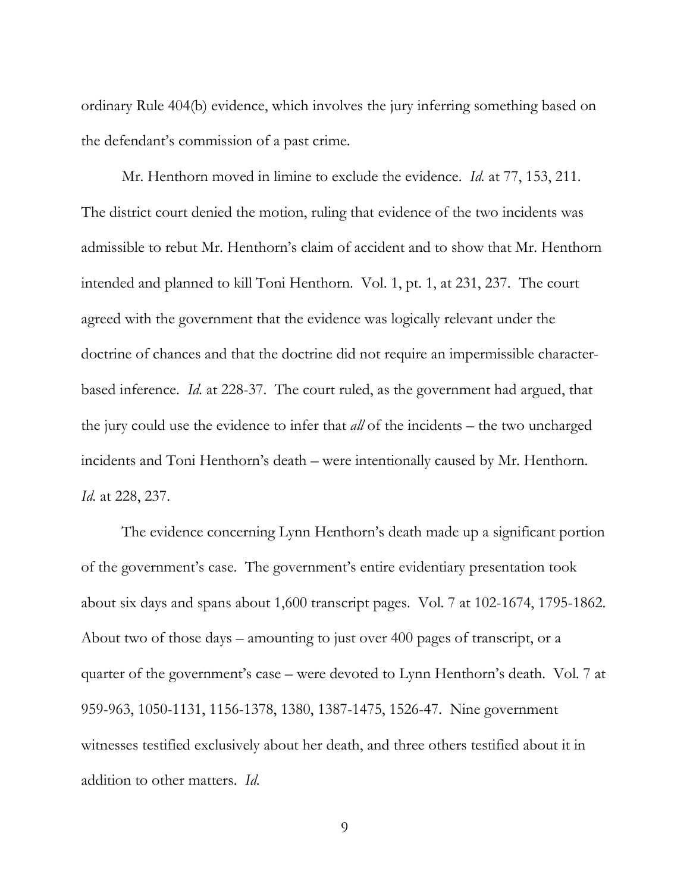ordinary Rule 404(b) evidence, which involves the jury inferring something based on the defendant's commission of a past crime.

Mr. Henthorn moved in limine to exclude the evidence. *Id.* at 77, 153, 211. The district court denied the motion, ruling that evidence of the two incidents was admissible to rebut Mr. Henthorn's claim of accident and to show that Mr. Henthorn intended and planned to kill Toni Henthorn. Vol. 1, pt. 1, at 231, 237. The court agreed with the government that the evidence was logically relevant under the doctrine of chances and that the doctrine did not require an impermissible character-based inference. *Id.* at 228-37. The court ruled, as the government had argued, that the jury could use the evidence to infer that *all* of the incidents – the two uncharged incidents and Toni Henthorn's death – were intentionally caused by Mr. Henthorn. *Id.* at 228, 237.

The evidence concerning Lynn Henthorn's death made up a significant portion of the government's case. The government's entire evidentiary presentation took about six days and spans about 1,600 transcript pages. Vol. 7 at 102-1674, 1795-1862. About two of those days – amounting to just over 400 pages of transcript, or a quarter of the government's case – were devoted to Lynn Henthorn's death. Vol. 7 at 959-963, 1050-1131, 1156-1378, 1380, 1387-1475, 1526-47. Nine government witnesses testified exclusively about her death, and three others testified about it in addition to other matters. *Id.*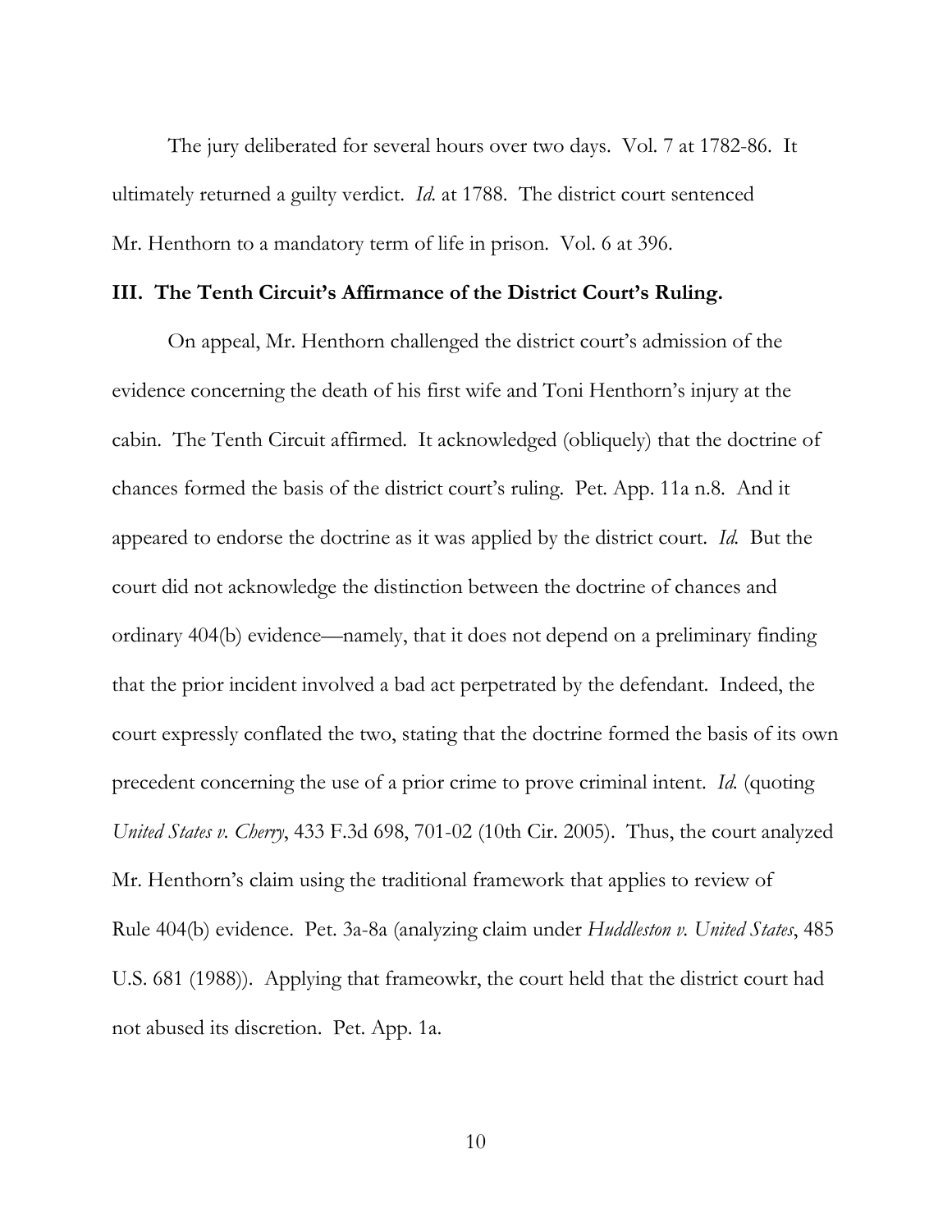The jury deliberated for several hours over two days. Vol. 7 at 1782-86. It ultimately returned a guilty verdict. *Id.* at 1788. The district court sentenced Mr. Henthorn to a mandatory term of life in prison. Vol. 6 at 396.

## III. The Tenth Circuit's Affirmance of the District Court's Ruling.

On appeal, Mr. Henthorn challenged the district court's admission of the evidence concerning the death of his first wife and Toni Henthorn's injury at the cabin. The Tenth Circuit affirmed. It acknowledged (obliquely) that the doctrine of chances formed the basis of the district court's ruling. Pet. App. 11a n.8. And it appeared to endorse the doctrine as it was applied by the district court. *Id.* But the court did not acknowledge the distinction between the doctrine of chances and ordinary 404(b) evidence—namely, that it does not depend on a preliminary finding that the prior incident involved a bad act perpetrated by the defendant. Indeed, the court expressly conflated the two, stating that the doctrine formed the basis of its own precedent concerning the use of a prior crime to prove criminal intent. *Id.* (quoting *United States v. Cherry*, 433 F.3d 698, 701-02 (10th Cir. 2005). Thus, the court analyzed Mr. Henthorn's claim using the traditional framework that applies to review of Rule 404(b) evidence. Pet. 3a-8a (analyzing claim under *Huddleston v. United States*, 485 U.S. 681 (1988)). Applying that frameowkr, the court held that the district court had not abused its discretion. Pet. App. 1a.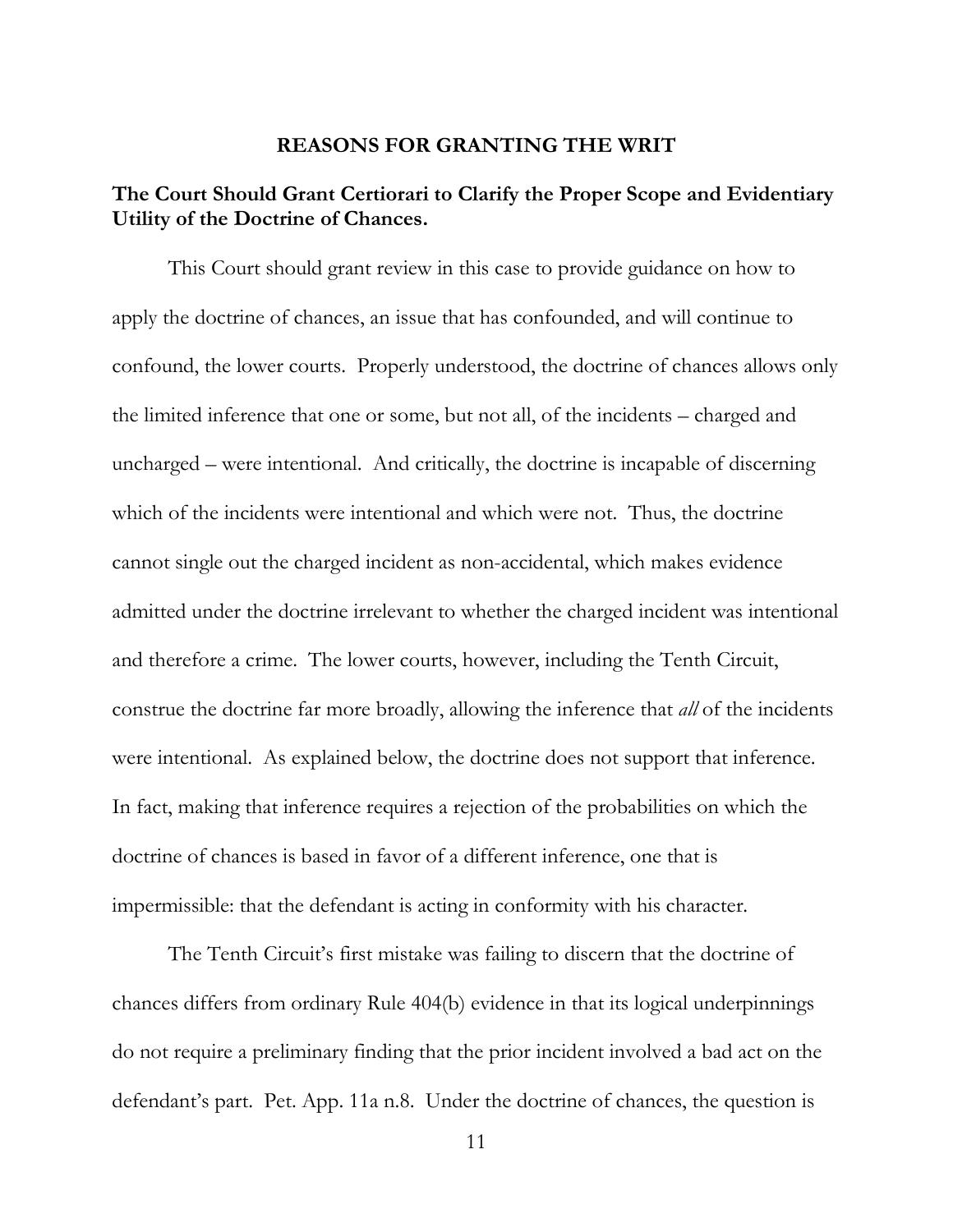## REASONS FOR GRANTING THE WRIT

### The Court Should Grant Certiorari to Clarify the Proper Scope and Evidentiary Utility of the Doctrine of Chances.

This Court should grant review in this case to provide guidance on how to apply the doctrine of chances, an issue that has confounded, and will continue to confound, the lower courts. Properly understood, the doctrine of chances allows only the limited inference that one or some, but not all, of the incidents – charged and uncharged – were intentional. And critically, the doctrine is incapable of discerning which of the incidents were intentional and which were not. Thus, the doctrine cannot single out the charged incident as non-accidental, which makes evidence admitted under the doctrine irrelevant to whether the charged incident was intentional and therefore a crime. The lower courts, however, including the Tenth Circuit, construe the doctrine far more broadly, allowing the inference that *all* of the incidents were intentional. As explained below, the doctrine does not support that inference. In fact, making that inference requires a rejection of the probabilities on which the doctrine of chances is based in favor of a different inference, one that is impermissible: that the defendant is acting in conformity with his character.

The Tenth Circuit's first mistake was failing to discern that the doctrine of chances differs from ordinary Rule 404(b) evidence in that its logical underpinnings do not require a preliminary finding that the prior incident involved a bad act on the defendant's part. Pet. App. 11a n.8. Under the doctrine of chances, the question is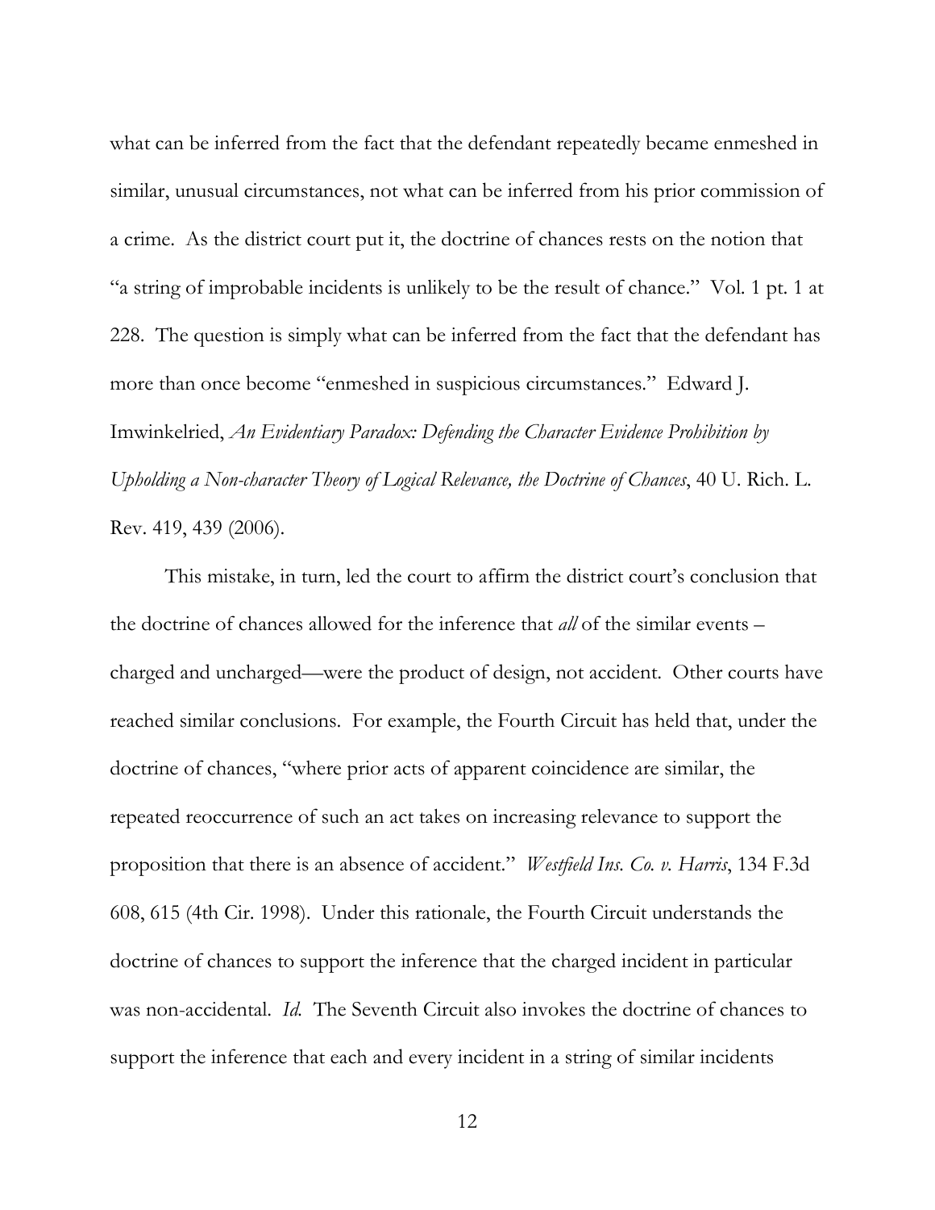what can be inferred from the fact that the defendant repeatedly became enmeshed in similar, unusual circumstances, not what can be inferred from his prior commission of a crime. As the district court put it, the doctrine of chances rests on the notion that "a string of improbable incidents is unlikely to be the result of chance." Vol. 1 pt. 1 at 228. The question is simply what can be inferred from the fact that the defendant has more than once become "enmeshed in suspicious circumstances." Edward J. Imwinkelried, *An Evidentiary Paradox: Defending the Character Evidence Prohibition by Upholding a Non-character Theory of Logical Relevance, the Doctrine of Chances*, 40 U. Rich. L. Rev. 419, 439 (2006).

This mistake, in turn, led the court to affirm the district court's conclusion that the doctrine of chances allowed for the inference that *all* of the similar events – charged and uncharged—were the product of design, not accident. Other courts have reached similar conclusions. For example, the Fourth Circuit has held that, under the doctrine of chances, "where prior acts of apparent coincidence are similar, the repeated reoccurrence of such an act takes on increasing relevance to support the proposition that there is an absence of accident." *Westfield Ins. Co. v. Harris*, 134 F.3d 608, 615 (4th Cir. 1998). Under this rationale, the Fourth Circuit understands the doctrine of chances to support the inference that the charged incident in particular was non-accidental. *Id.* The Seventh Circuit also invokes the doctrine of chances to support the inference that each and every incident in a string of similar incidents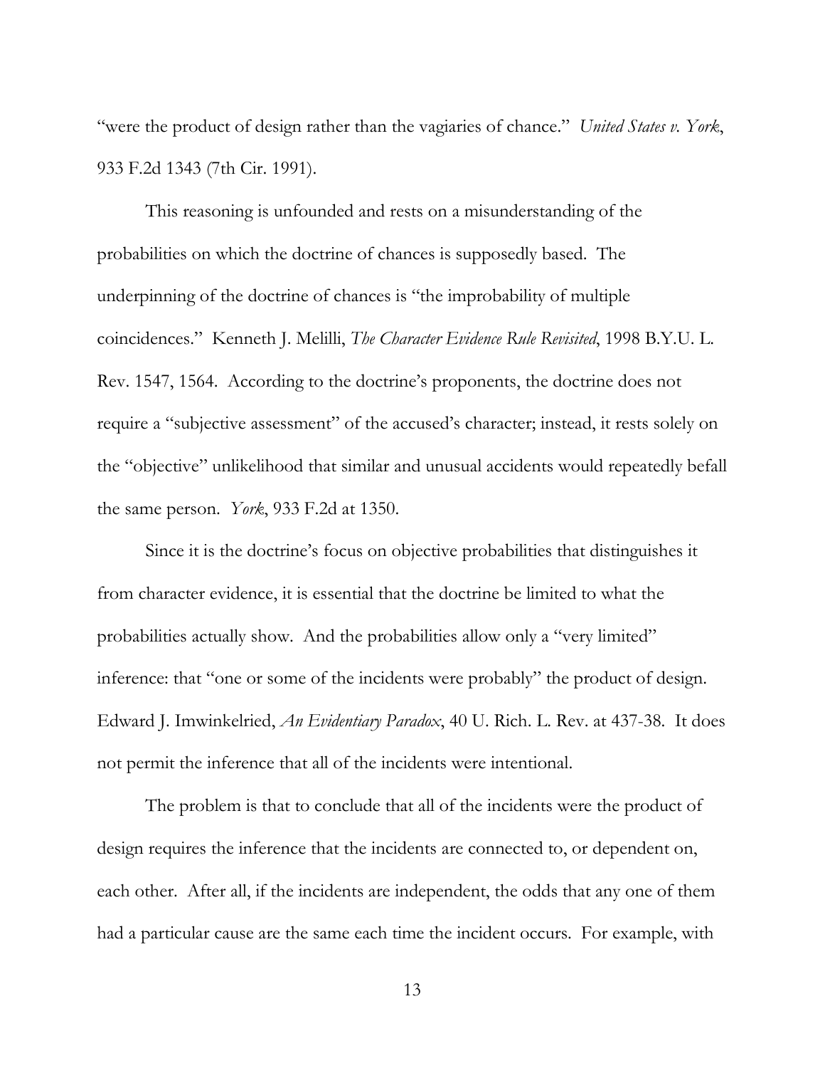"were the product of design rather than the vagiaries of chance." *United States v. York*, 933 F.2d 1343 (7th Cir. 1991).

This reasoning is unfounded and rests on a misunderstanding of the probabilities on which the doctrine of chances is supposedly based. The underpinning of the doctrine of chances is "the improbability of multiple coincidences." Kenneth J. Melilli, *The Character Evidence Rule Revisited*, 1998 B.Y.U. L. Rev. 1547, 1564. According to the doctrine's proponents, the doctrine does not require a "subjective assessment" of the accused's character; instead, it rests solely on the "objective" unlikelihood that similar and unusual accidents would repeatedly befall the same person. *York*, 933 F.2d at 1350.

Since it is the doctrine's focus on objective probabilities that distinguishes it from character evidence, it is essential that the doctrine be limited to what the probabilities actually show. And the probabilities allow only a "very limited" inference: that "one or some of the incidents were probably" the product of design. Edward J. Imwinkelried, *An Evidentiary Paradox*, 40 U. Rich. L. Rev. at 437-38. It does not permit the inference that all of the incidents were intentional.

The problem is that to conclude that all of the incidents were the product of design requires the inference that the incidents are connected to, or dependent on, each other. After all, if the incidents are independent, the odds that any one of them had a particular cause are the same each time the incident occurs. For example, with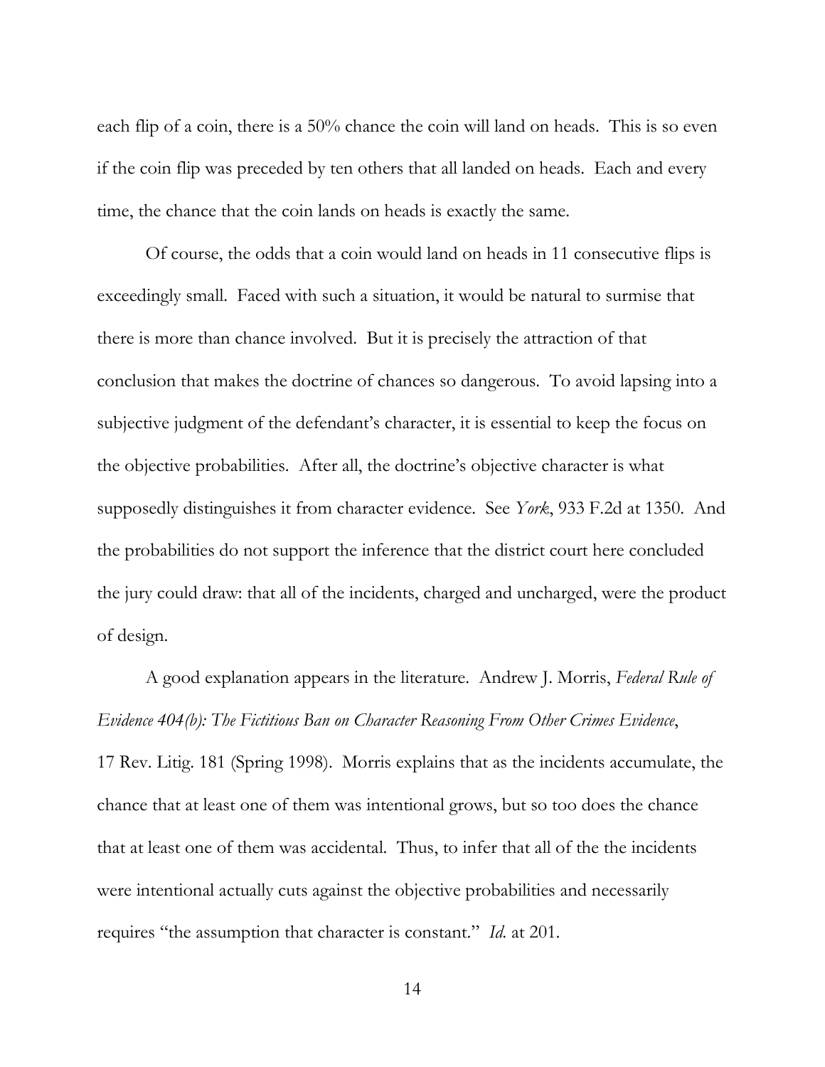each flip of a coin, there is a 50% chance the coin will land on heads. This is so even if the coin flip was preceded by ten others that all landed on heads. Each and every time, the chance that the coin lands on heads is exactly the same.

Of course, the odds that a coin would land on heads in 11 consecutive flips is exceedingly small. Faced with such a situation, it would be natural to surmise that there is more than chance involved. But it is precisely the attraction of that conclusion that makes the doctrine of chances so dangerous. To avoid lapsing into a subjective judgment of the defendant's character, it is essential to keep the focus on the objective probabilities. After all, the doctrine's objective character is what supposedly distinguishes it from character evidence. See *York*, 933 F.2d at 1350. And the probabilities do not support the inference that the district court here concluded the jury could draw: that all of the incidents, charged and uncharged, were the product of design.

A good explanation appears in the literature. Andrew J. Morris, *Federal Rule of Evidence 404(b): The Fictitious Ban on Character Reasoning From Other Crimes Evidence*, 17 Rev. Litig. 181 (Spring 1998). Morris explains that as the incidents accumulate, the chance that at least one of them was intentional grows, but so too does the chance that at least one of them was accidental. Thus, to infer that all of the the incidents were intentional actually cuts against the objective probabilities and necessarily requires "the assumption that character is constant." *Id.* at 201.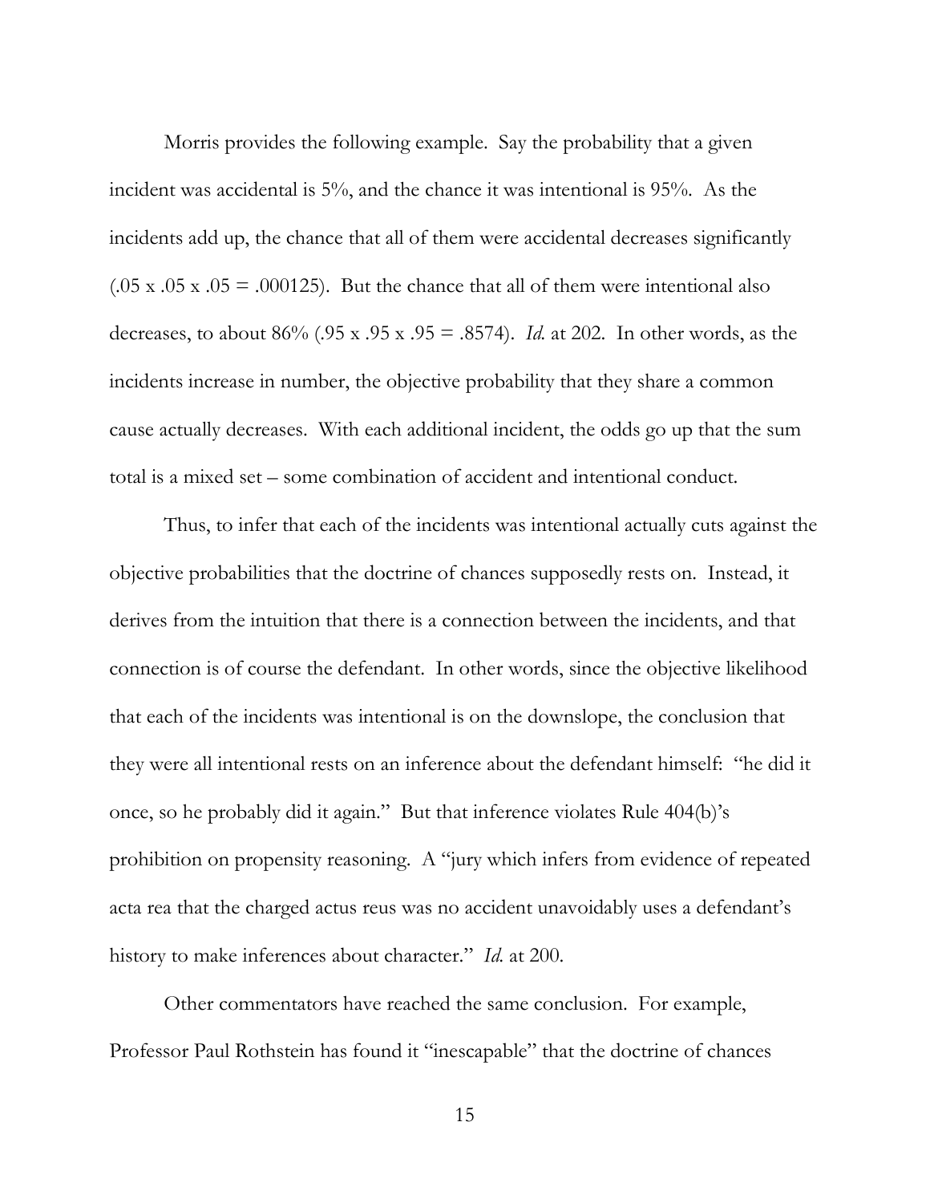Morris provides the following example. Say the probability that a given incident was accidental is 5%, and the chance it was intentional is 95%. As the incidents add up, the chance that all of them were accidental decreases significantly (.05 x .05 x .05 = .000125). But the chance that all of them were intentional also decreases, to about 86% (.95 x .95 x .95 = .8574). *Id.* at 202. In other words, as the incidents increase in number, the objective probability that they share a common cause actually decreases. With each additional incident, the odds go up that the sum total is a mixed set – some combination of accident and intentional conduct.

Thus, to infer that each of the incidents was intentional actually cuts against the objective probabilities that the doctrine of chances supposedly rests on. Instead, it derives from the intuition that there is a connection between the incidents, and that connection is of course the defendant. In other words, since the objective likelihood that each of the incidents was intentional is on the downslope, the conclusion that they were all intentional rests on an inference about the defendant himself: "he did it once, so he probably did it again." But that inference violates Rule 404(b)'s prohibition on propensity reasoning. A "jury which infers from evidence of repeated acta rea that the charged actus reus was no accident unavoidably uses a defendant's history to make inferences about character." *Id.* at 200.

Other commentators have reached the same conclusion. For example, Professor Paul Rothstein has found it "inescapable" that the doctrine of chances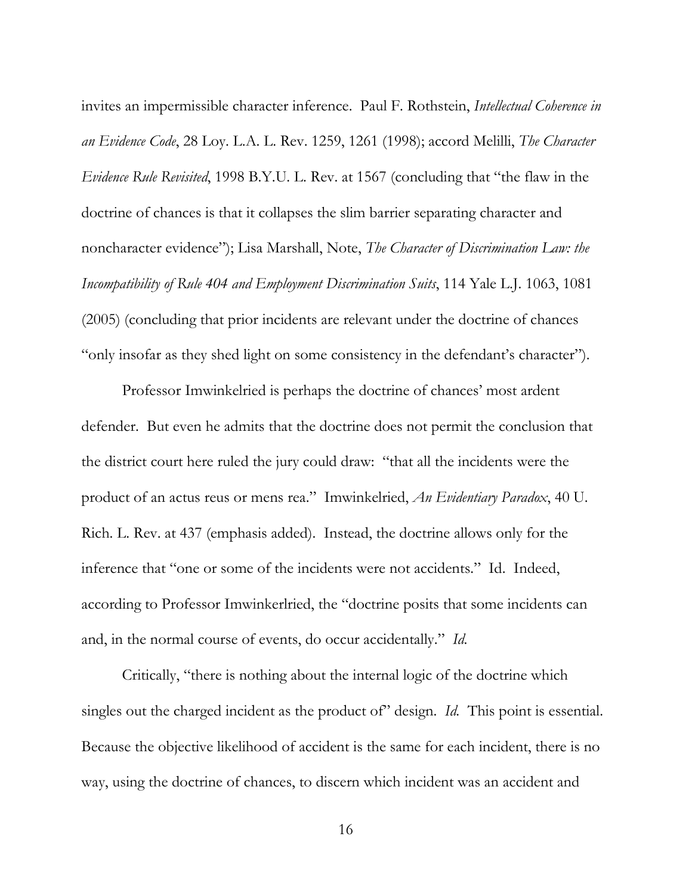invites an impermissible character inference. Paul F. Rothstein, *Intellectual Coherence in an Evidence Code*, 28 Loy. L.A. L. Rev. 1259, 1261 (1998); accord Melilli, *The Character Evidence Rule Revisited*, 1998 B.Y.U. L. Rev. at 1567 (concluding that "the flaw in the doctrine of chances is that it collapses the slim barrier separating character and noncharacter evidence"); Lisa Marshall, Note, *The Character of Discrimination Law: the Incompatibility of Rule 404 and Employment Discrimination Suits*, 114 Yale L.J. 1063, 1081 (2005) (concluding that prior incidents are relevant under the doctrine of chances "only insofar as they shed light on some consistency in the defendant's character").

Professor Imwinkelried is perhaps the doctrine of chances' most ardent defender. But even he admits that the doctrine does not permit the conclusion that the district court here ruled the jury could draw: "that all the incidents were the product of an actus reus or mens rea." Imwinkelried, *An Evidentiary Paradox*, 40 U. Rich. L. Rev. at 437 (emphasis added). Instead, the doctrine allows only for the inference that "one or some of the incidents were not accidents." Id. Indeed, according to Professor Imwinkerlried, the "doctrine posits that some incidents can and, in the normal course of events, do occur accidentally." *Id.*

Critically, "there is nothing about the internal logic of the doctrine which singles out the charged incident as the product of" design. *Id.* This point is essential. Because the objective likelihood of accident is the same for each incident, there is no way, using the doctrine of chances, to discern which incident was an accident and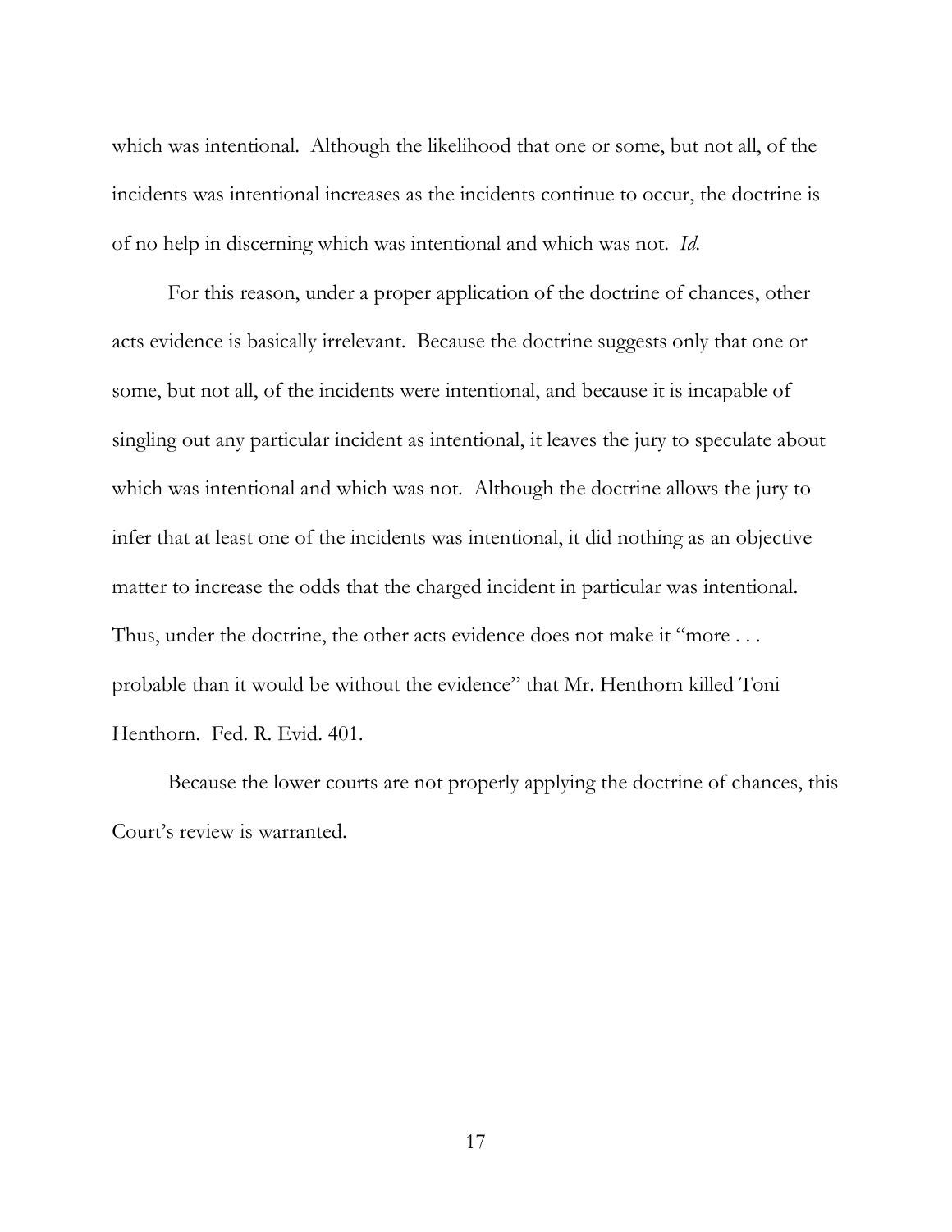which was intentional. Although the likelihood that one or some, but not all, of the incidents was intentional increases as the incidents continue to occur, the doctrine is of no help in discerning which was intentional and which was not. *Id.*

For this reason, under a proper application of the doctrine of chances, other acts evidence is basically irrelevant. Because the doctrine suggests only that one or some, but not all, of the incidents were intentional, and because it is incapable of singling out any particular incident as intentional, it leaves the jury to speculate about which was intentional and which was not. Although the doctrine allows the jury to infer that at least one of the incidents was intentional, it did nothing as an objective matter to increase the odds that the charged incident in particular was intentional. Thus, under the doctrine, the other acts evidence does not make it "more . . . probable than it would be without the evidence" that Mr. Henthorn killed Toni Henthorn. Fed. R. Evid. 401.

Because the lower courts are not properly applying the doctrine of chances, this Court's review is warranted.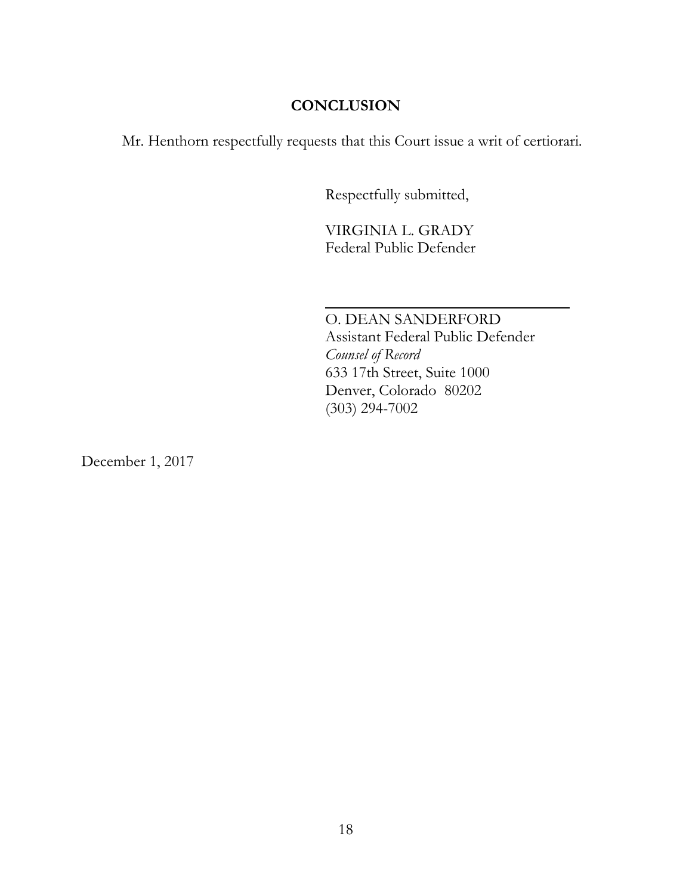## CONCLUSION

Mr. Henthorn respectfully requests that this Court issue a writ of certiorari.

Respectfully submitted,

VIRGINIA L. GRADY
Federal Public Defender

\_\_\_\_\_\_\_\_\_\_\_\_\_\_\_\_\_\_\_\_\_\_\_\_\_\_\_\_\_\_

O. DEAN SANDERFORD
Assistant Federal Public Defender
*Counsel of Record*
633 17th Street, Suite 1000
Denver, Colorado 80202
(303) 294-7002

December 1, 2017